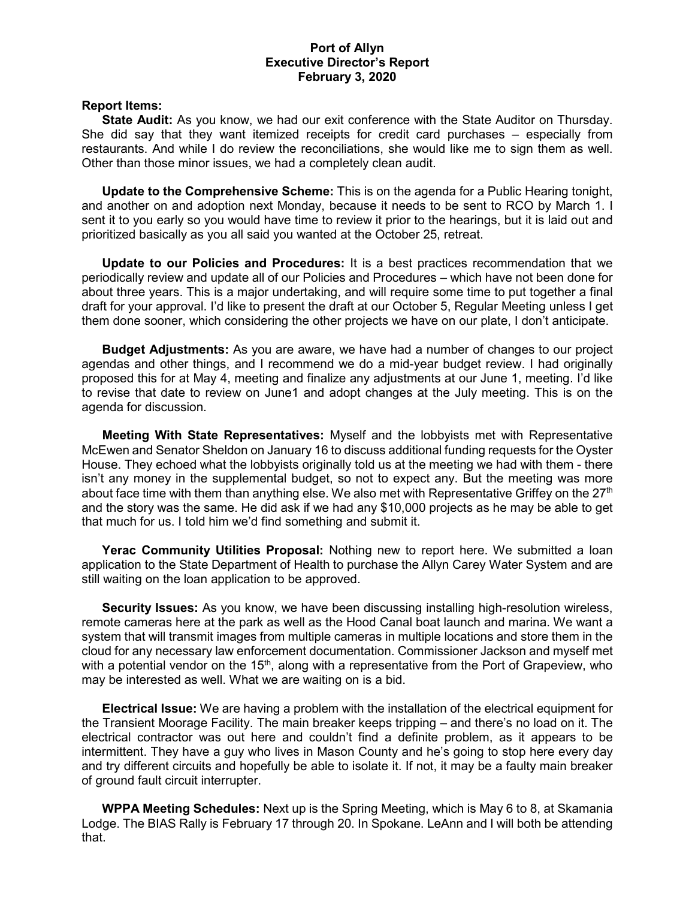# Port of Allyn
## Executive Director's Report
### February 3, 2020

**Report Items:**

**State Audit:** As you know, we had our exit conference with the State Auditor on Thursday. She did say that they want itemized receipts for credit card purchases – especially from restaurants. And while I do review the reconciliations, she would like me to sign them as well. Other than those minor issues, we had a completely clean audit.

**Update to the Comprehensive Scheme:** This is on the agenda for a Public Hearing tonight, and another on and adoption next Monday, because it needs to be sent to RCO by March 1. I sent it to you early so you would have time to review it prior to the hearings, but it is laid out and prioritized basically as you all said you wanted at the October 25, retreat.

**Update to our Policies and Procedures:** It is a best practices recommendation that we periodically review and update all of our Policies and Procedures – which have not been done for about three years. This is a major undertaking, and will require some time to put together a final draft for your approval. I'd like to present the draft at our October 5, Regular Meeting unless I get them done sooner, which considering the other projects we have on our plate, I don't anticipate.

**Budget Adjustments:** As you are aware, we have had a number of changes to our project agendas and other things, and I recommend we do a mid-year budget review. I had originally proposed this for at May 4, meeting and finalize any adjustments at our June 1, meeting. I'd like to revise that date to review on June1 and adopt changes at the July meeting. This is on the agenda for discussion.

**Meeting With State Representatives:** Myself and the lobbyists met with Representative McEwen and Senator Sheldon on January 16 to discuss additional funding requests for the Oyster House. They echoed what the lobbyists originally told us at the meeting we had with them - there isn't any money in the supplemental budget, so not to expect any. But the meeting was more about face time with them than anything else. We also met with Representative Griffey on the 27th and the story was the same. He did ask if we had any $10,000 projects as he may be able to get that much for us. I told him we'd find something and submit it.

**Yerac Community Utilities Proposal:** Nothing new to report here. We submitted a loan application to the State Department of Health to purchase the Allyn Carey Water System and are still waiting on the loan application to be approved.

**Security Issues:** As you know, we have been discussing installing high-resolution wireless, remote cameras here at the park as well as the Hood Canal boat launch and marina. We want a system that will transmit images from multiple cameras in multiple locations and store them in the cloud for any necessary law enforcement documentation. Commissioner Jackson and myself met with a potential vendor on the 15th, along with a representative from the Port of Grapeview, who may be interested as well. What we are waiting on is a bid.

**Electrical Issue:** We are having a problem with the installation of the electrical equipment for the Transient Moorage Facility. The main breaker keeps tripping – and there's no load on it. The electrical contractor was out here and couldn't find a definite problem, as it appears to be intermittent. They have a guy who lives in Mason County and he's going to stop here every day and try different circuits and hopefully be able to isolate it. If not, it may be a faulty main breaker of ground fault circuit interrupter.

**WPPA Meeting Schedules:** Next up is the Spring Meeting, which is May 6 to 8, at Skamania Lodge. The BIAS Rally is February 17 through 20. In Spokane. LeAnn and I will both be attending that.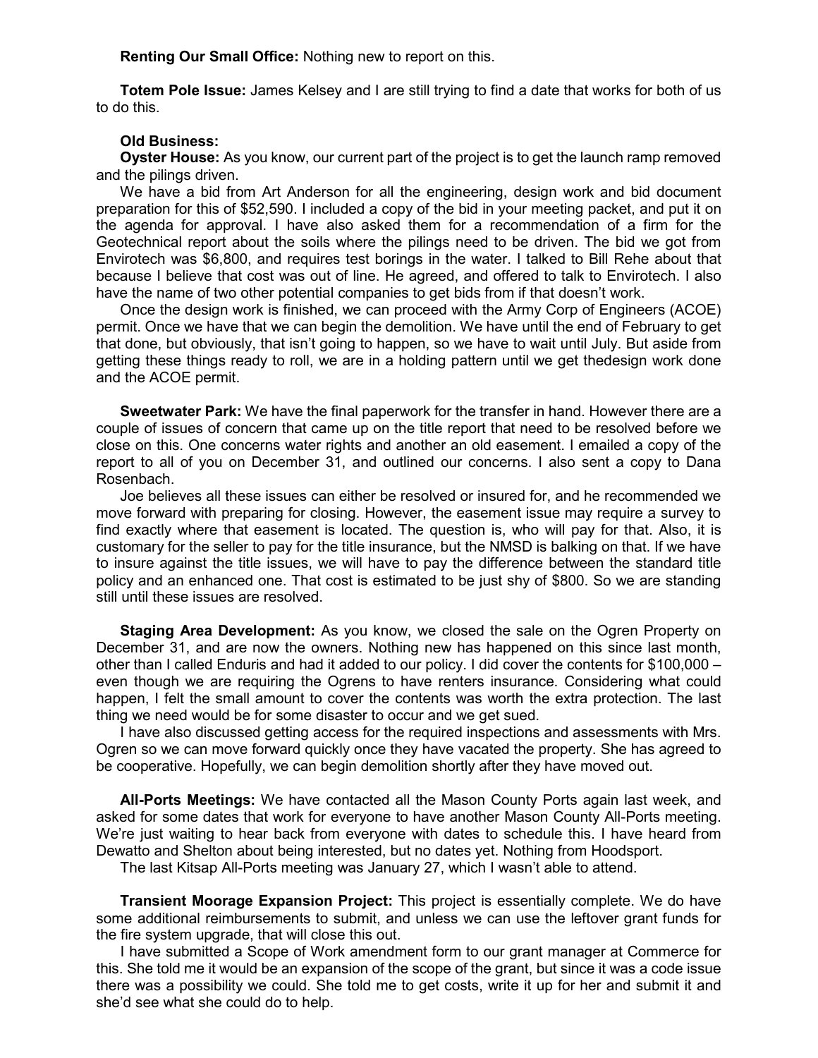**Renting Our Small Office:** Nothing new to report on this.

**Totem Pole Issue:** James Kelsey and I are still trying to find a date that works for both of us to do this.

**Old Business:**

**Oyster House:** As you know, our current part of the project is to get the launch ramp removed and the pilings driven.

We have a bid from Art Anderson for all the engineering, design work and bid document preparation for this of $52,590. I included a copy of the bid in your meeting packet, and put it on the agenda for approval. I have also asked them for a recommendation of a firm for the Geotechnical report about the soils where the pilings need to be driven. The bid we got from Envirotech was $6,800, and requires test borings in the water. I talked to Bill Rehe about that because I believe that cost was out of line. He agreed, and offered to talk to Envirotech. I also have the name of two other potential companies to get bids from if that doesn't work.

Once the design work is finished, we can proceed with the Army Corp of Engineers (ACOE) permit. Once we have that we can begin the demolition. We have until the end of February to get that done, but obviously, that isn't going to happen, so we have to wait until July. But aside from getting these things ready to roll, we are in a holding pattern until we get thedesign work done and the ACOE permit.

**Sweetwater Park:** We have the final paperwork for the transfer in hand. However there are a couple of issues of concern that came up on the title report that need to be resolved before we close on this. One concerns water rights and another an old easement. I emailed a copy of the report to all of you on December 31, and outlined our concerns. I also sent a copy to Dana Rosenbach.

Joe believes all these issues can either be resolved or insured for, and he recommended we move forward with preparing for closing. However, the easement issue may require a survey to find exactly where that easement is located. The question is, who will pay for that. Also, it is customary for the seller to pay for the title insurance, but the NMSD is balking on that. If we have to insure against the title issues, we will have to pay the difference between the standard title policy and an enhanced one. That cost is estimated to be just shy of $800. So we are standing still until these issues are resolved.

**Staging Area Development:** As you know, we closed the sale on the Ogren Property on December 31, and are now the owners. Nothing new has happened on this since last month, other than I called Enduris and had it added to our policy. I did cover the contents for $100,000 – even though we are requiring the Ogrens to have renters insurance. Considering what could happen, I felt the small amount to cover the contents was worth the extra protection. The last thing we need would be for some disaster to occur and we get sued.

I have also discussed getting access for the required inspections and assessments with Mrs. Ogren so we can move forward quickly once they have vacated the property. She has agreed to be cooperative. Hopefully, we can begin demolition shortly after they have moved out.

**All-Ports Meetings:** We have contacted all the Mason County Ports again last week, and asked for some dates that work for everyone to have another Mason County All-Ports meeting. We're just waiting to hear back from everyone with dates to schedule this. I have heard from Dewatto and Shelton about being interested, but no dates yet. Nothing from Hoodsport.

The last Kitsap All-Ports meeting was January 27, which I wasn't able to attend.

**Transient Moorage Expansion Project:** This project is essentially complete. We do have some additional reimbursements to submit, and unless we can use the leftover grant funds for the fire system upgrade, that will close this out.

I have submitted a Scope of Work amendment form to our grant manager at Commerce for this. She told me it would be an expansion of the scope of the grant, but since it was a code issue there was a possibility we could. She told me to get costs, write it up for her and submit it and she'd see what she could do to help.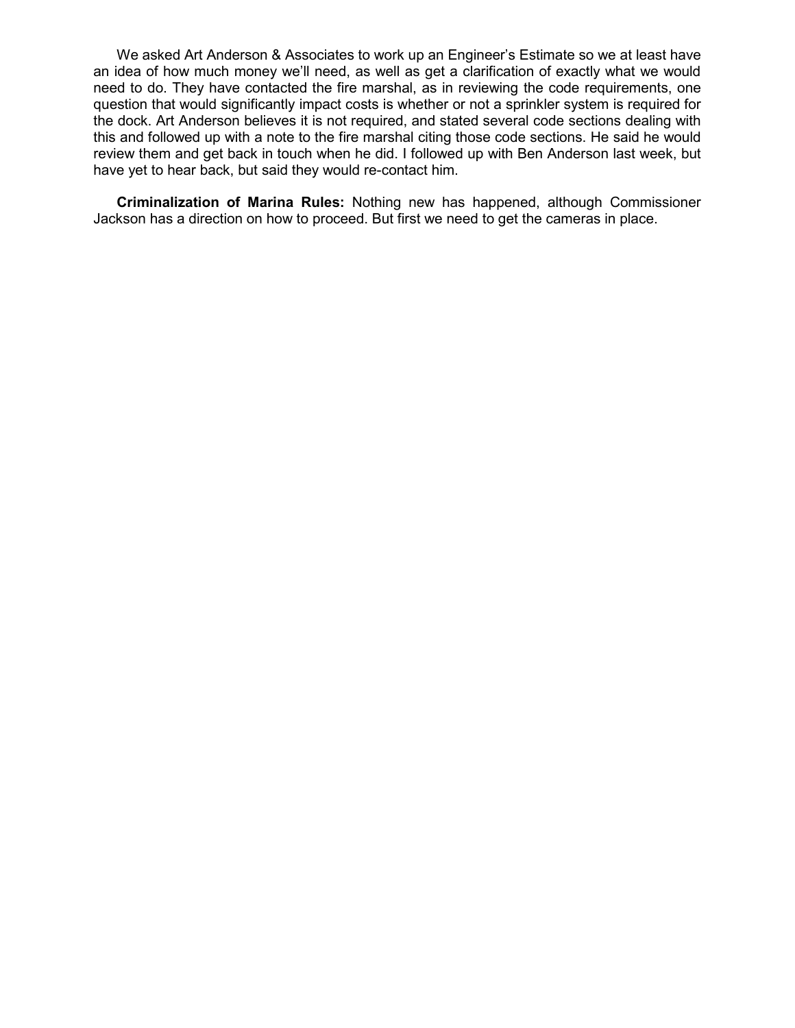We asked Art Anderson & Associates to work up an Engineer's Estimate so we at least have an idea of how much money we'll need, as well as get a clarification of exactly what we would need to do. They have contacted the fire marshal, as in reviewing the code requirements, one question that would significantly impact costs is whether or not a sprinkler system is required for the dock. Art Anderson believes it is not required, and stated several code sections dealing with this and followed up with a note to the fire marshal citing those code sections. He said he would review them and get back in touch when he did. I followed up with Ben Anderson last week, but have yet to hear back, but said they would re-contact him.

**Criminalization of Marina Rules:** Nothing new has happened, although Commissioner Jackson has a direction on how to proceed. But first we need to get the cameras in place.